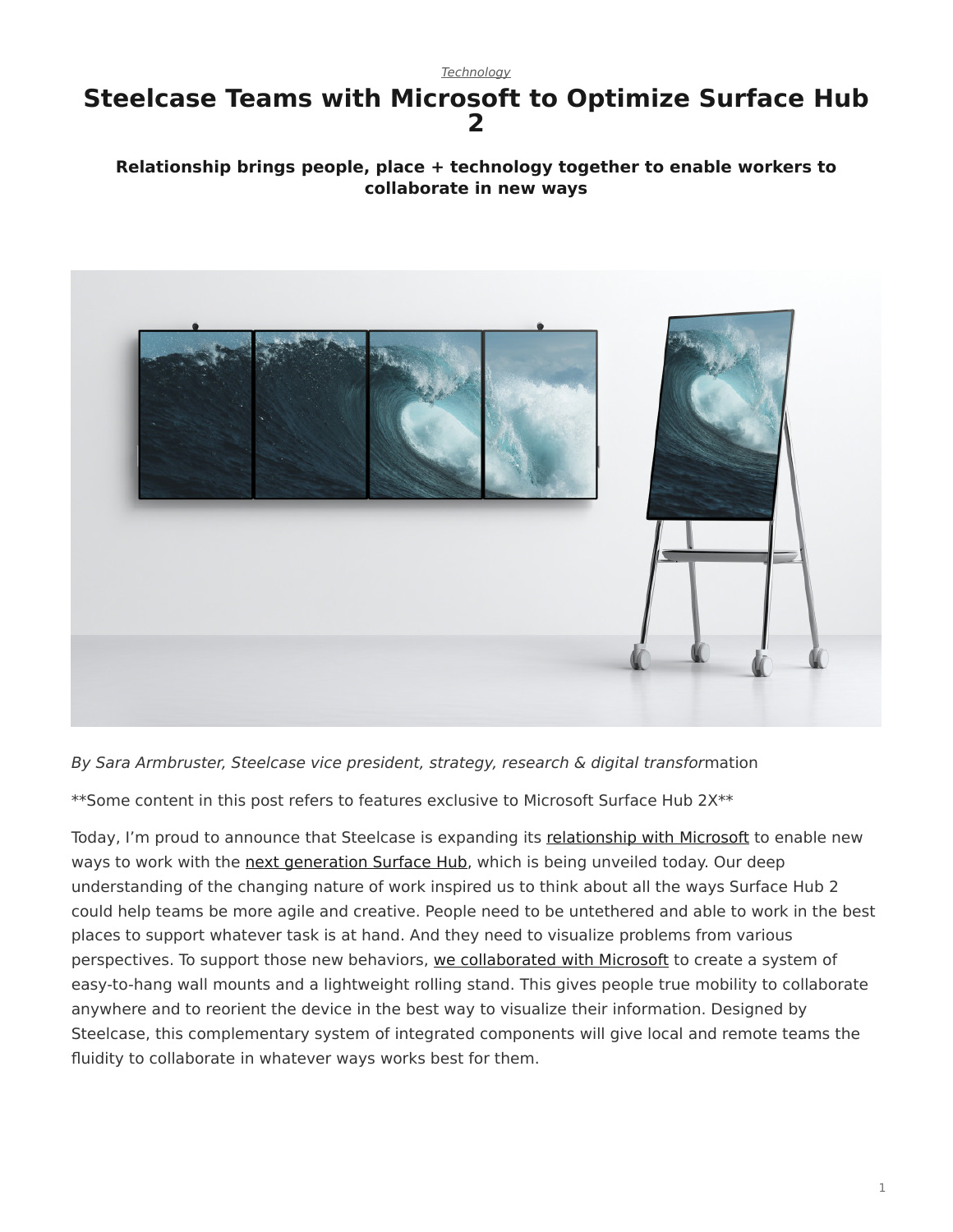*Technology*

# Steelcase Teams with Microsoft to Optimize Surface Hub 2

### Relationship brings people, place + technology together to enable workers to collaborate in new ways

*By Sara Armbruster, Steelcase vice president, strategy, research & digital transformation*

**Some content in this post refers to features exclusive to Microsoft Surface Hub 2X**

Today, I'm proud to announce that Steelcase is expanding its relationship with Microsoft to enable new ways to work with the next generation Surface Hub, which is being unveiled today. Our deep understanding of the changing nature of work inspired us to think about all the ways Surface Hub 2 could help teams be more agile and creative. People need to be untethered and able to work in the best places to support whatever task is at hand. And they need to visualize problems from various perspectives. To support those new behaviors, we collaborated with Microsoft to create a system of easy-to-hang wall mounts and a lightweight rolling stand. This gives people true mobility to collaborate anywhere and to reorient the device in the best way to visualize their information. Designed by Steelcase, this complementary system of integrated components will give local and remote teams the fluidity to collaborate in whatever ways works best for them.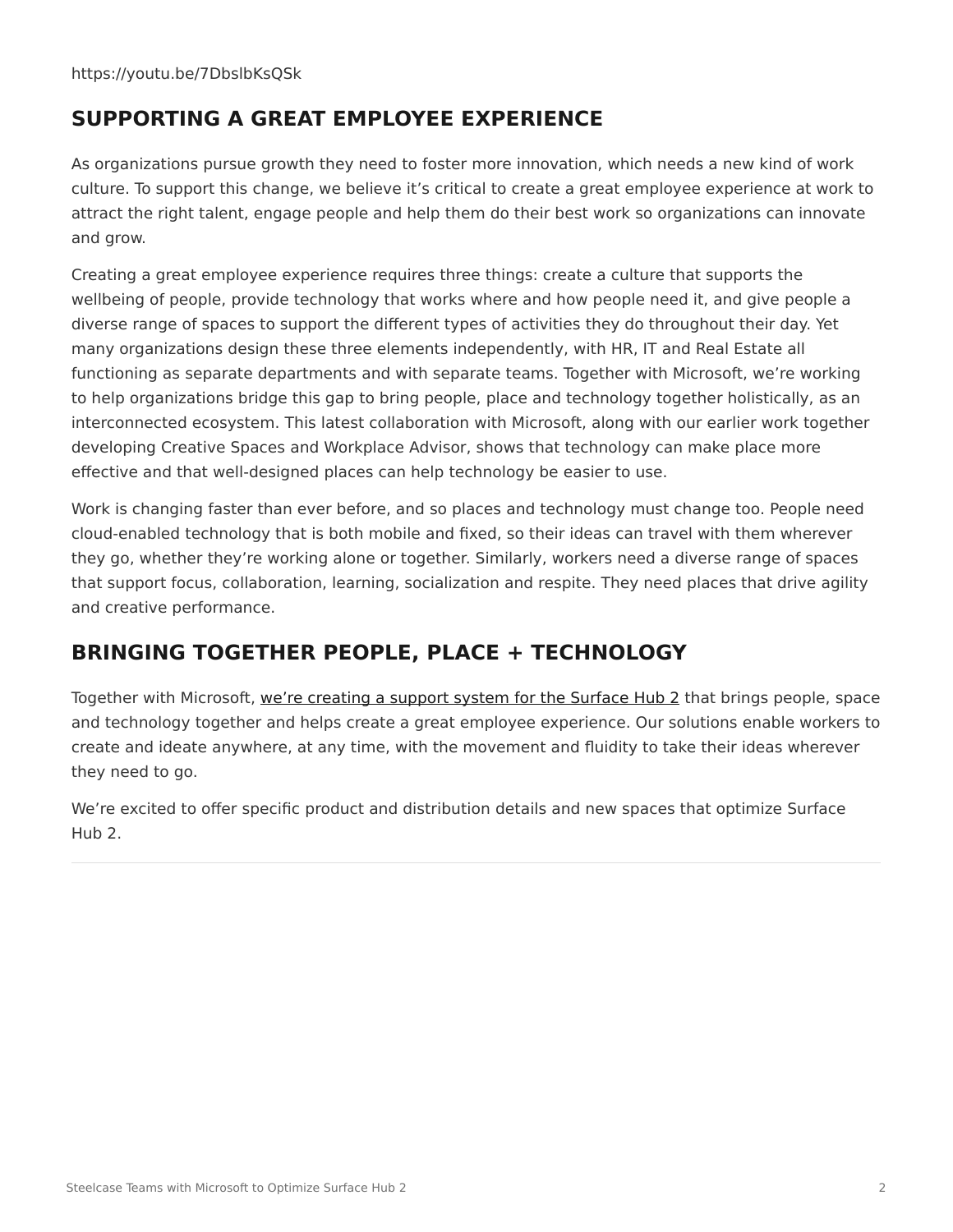https://youtu.be/7DbslbKsQSk

## SUPPORTING A GREAT EMPLOYEE EXPERIENCE

As organizations pursue growth they need to foster more innovation, which needs a new kind of work culture. To support this change, we believe it's critical to create a great employee experience at work to attract the right talent, engage people and help them do their best work so organizations can innovate and grow.

Creating a great employee experience requires three things: create a culture that supports the wellbeing of people, provide technology that works where and how people need it, and give people a diverse range of spaces to support the different types of activities they do throughout their day. Yet many organizations design these three elements independently, with HR, IT and Real Estate all functioning as separate departments and with separate teams. Together with Microsoft, we're working to help organizations bridge this gap to bring people, place and technology together holistically, as an interconnected ecosystem. This latest collaboration with Microsoft, along with our earlier work together developing Creative Spaces and Workplace Advisor, shows that technology can make place more effective and that well-designed places can help technology be easier to use.

Work is changing faster than ever before, and so places and technology must change too. People need cloud-enabled technology that is both mobile and fixed, so their ideas can travel with them wherever they go, whether they're working alone or together. Similarly, workers need a diverse range of spaces that support focus, collaboration, learning, socialization and respite. They need places that drive agility and creative performance.

## BRINGING TOGETHER PEOPLE, PLACE + TECHNOLOGY

Together with Microsoft, we're creating a support system for the Surface Hub 2 that brings people, space and technology together and helps create a great employee experience. Our solutions enable workers to create and ideate anywhere, at any time, with the movement and fluidity to take their ideas wherever they need to go.

We're excited to offer specific product and distribution details and new spaces that optimize Surface Hub 2.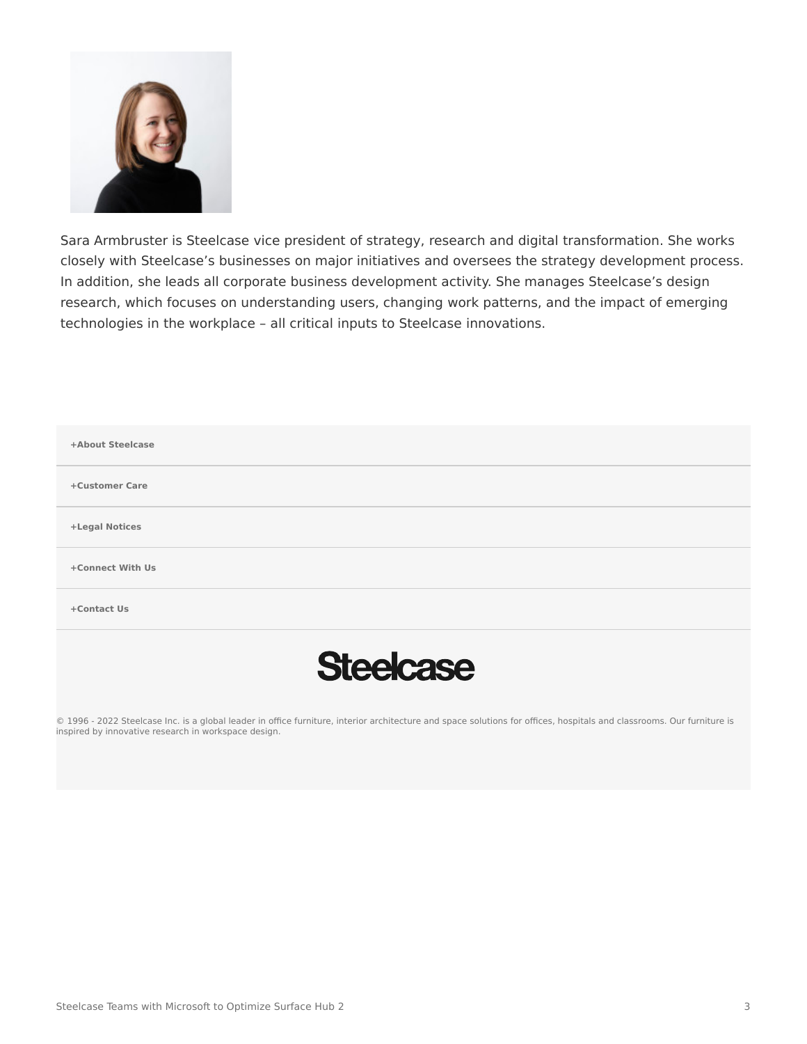Sara Armbruster is Steelcase vice president of strategy, research and digital transformation. She works closely with Steelcase's businesses on major initiatives and oversees the strategy development process. In addition, she leads all corporate business development activity. She manages Steelcase's design research, which focuses on understanding users, changing work patterns, and the impact of emerging technologies in the workplace – all critical inputs to Steelcase innovations.

**+About Steelcase**

**+Customer Care**

**+Legal Notices**

**+Connect With Us**

**+Contact Us**

Steelcase

© 1996 - 2022 Steelcase Inc. is a global leader in office furniture, interior architecture and space solutions for offices, hospitals and classrooms. Our furniture is inspired by innovative research in workspace design.